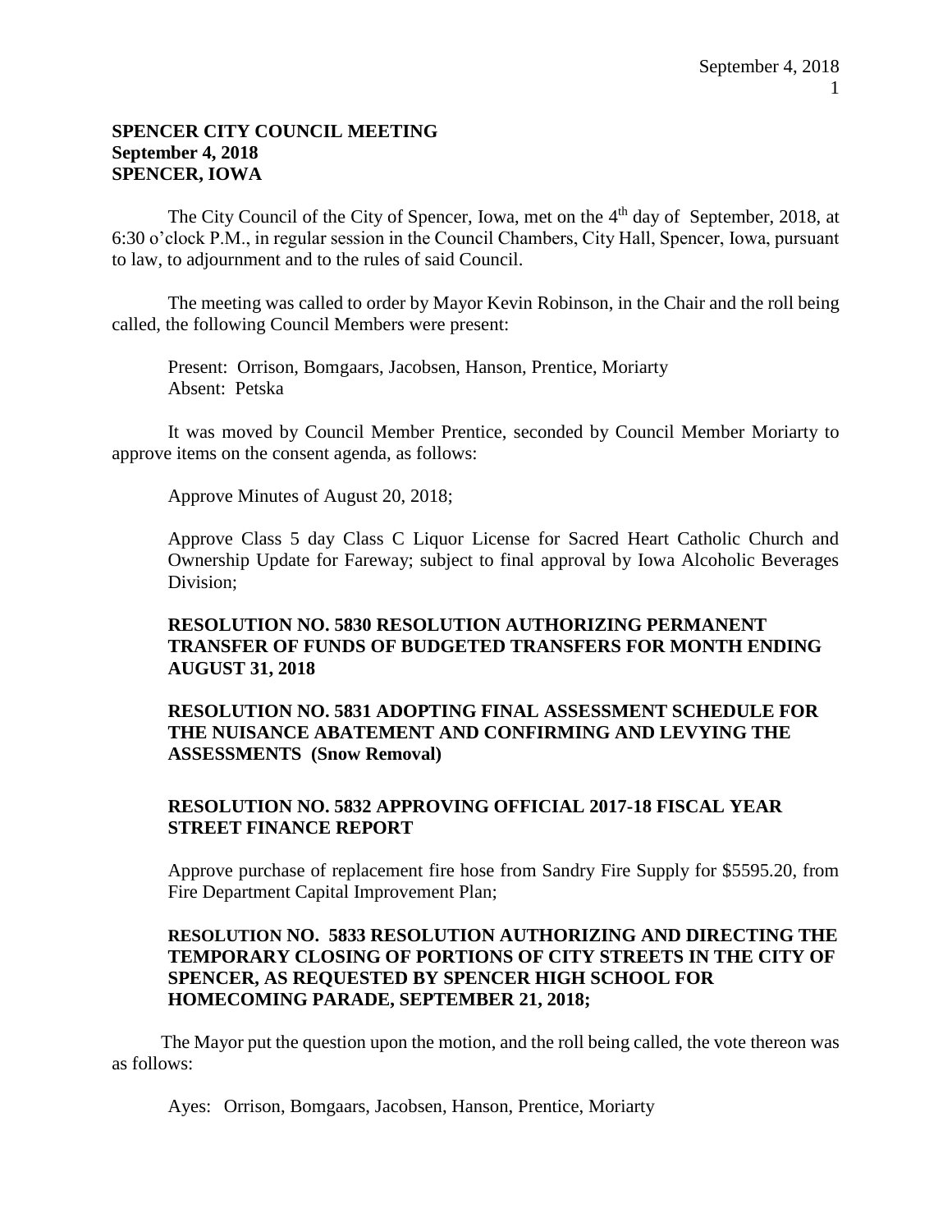**SPENCER CITY COUNCIL MEETING**
**September 4, 2018**
**SPENCER, IOWA**

The City Council of the City of Spencer, Iowa, met on the 4th day of September, 2018, at 6:30 o'clock P.M., in regular session in the Council Chambers, City Hall, Spencer, Iowa, pursuant to law, to adjournment and to the rules of said Council.

The meeting was called to order by Mayor Kevin Robinson, in the Chair and the roll being called, the following Council Members were present:

Present: Orrison, Bomgaars, Jacobsen, Hanson, Prentice, Moriarty
Absent: Petska

It was moved by Council Member Prentice, seconded by Council Member Moriarty to approve items on the consent agenda, as follows:

Approve Minutes of August 20, 2018;

Approve Class 5 day Class C Liquor License for Sacred Heart Catholic Church and Ownership Update for Fareway; subject to final approval by Iowa Alcoholic Beverages Division;

**RESOLUTION NO. 5830 RESOLUTION AUTHORIZING PERMANENT TRANSFER OF FUNDS OF BUDGETED TRANSFERS FOR MONTH ENDING AUGUST 31, 2018**

**RESOLUTION NO. 5831 ADOPTING FINAL ASSESSMENT SCHEDULE FOR THE NUISANCE ABATEMENT AND CONFIRMING AND LEVYING THE ASSESSMENTS (Snow Removal)**

**RESOLUTION NO. 5832 APPROVING OFFICIAL 2017-18 FISCAL YEAR STREET FINANCE REPORT**

Approve purchase of replacement fire hose from Sandry Fire Supply for $5595.20, from Fire Department Capital Improvement Plan;

**RESOLUTION NO. 5833 RESOLUTION AUTHORIZING AND DIRECTING THE TEMPORARY CLOSING OF PORTIONS OF CITY STREETS IN THE CITY OF SPENCER, AS REQUESTED BY SPENCER HIGH SCHOOL FOR HOMECOMING PARADE, SEPTEMBER 21, 2018;**

The Mayor put the question upon the motion, and the roll being called, the vote thereon was as follows:

Ayes: Orrison, Bomgaars, Jacobsen, Hanson, Prentice, Moriarty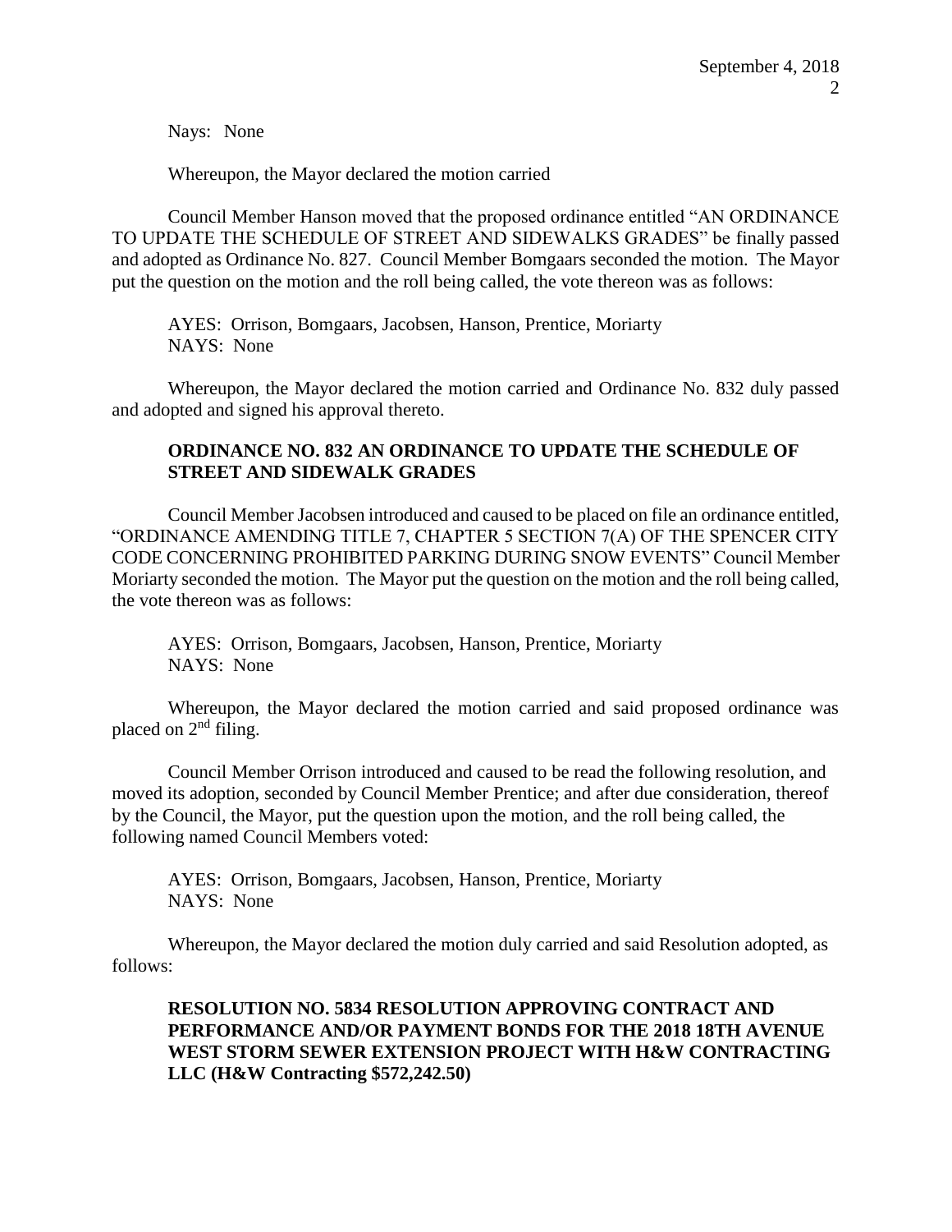Nays: None

Whereupon, the Mayor declared the motion carried

Council Member Hanson moved that the proposed ordinance entitled "AN ORDINANCE TO UPDATE THE SCHEDULE OF STREET AND SIDEWALKS GRADES" be finally passed and adopted as Ordinance No. 827. Council Member Bomgaars seconded the motion. The Mayor put the question on the motion and the roll being called, the vote thereon was as follows:

AYES: Orrison, Bomgaars, Jacobsen, Hanson, Prentice, Moriarty
NAYS: None

Whereupon, the Mayor declared the motion carried and Ordinance No. 832 duly passed and adopted and signed his approval thereto.

**ORDINANCE NO. 832 AN ORDINANCE TO UPDATE THE SCHEDULE OF STREET AND SIDEWALK GRADES**

Council Member Jacobsen introduced and caused to be placed on file an ordinance entitled, "ORDINANCE AMENDING TITLE 7, CHAPTER 5 SECTION 7(A) OF THE SPENCER CITY CODE CONCERNING PROHIBITED PARKING DURING SNOW EVENTS" Council Member Moriarty seconded the motion. The Mayor put the question on the motion and the roll being called, the vote thereon was as follows:

AYES: Orrison, Bomgaars, Jacobsen, Hanson, Prentice, Moriarty
NAYS: None

Whereupon, the Mayor declared the motion carried and said proposed ordinance was placed on 2nd filing.

Council Member Orrison introduced and caused to be read the following resolution, and moved its adoption, seconded by Council Member Prentice; and after due consideration, thereof by the Council, the Mayor, put the question upon the motion, and the roll being called, the following named Council Members voted:

AYES: Orrison, Bomgaars, Jacobsen, Hanson, Prentice, Moriarty
NAYS: None

Whereupon, the Mayor declared the motion duly carried and said Resolution adopted, as follows:

**RESOLUTION NO. 5834 RESOLUTION APPROVING CONTRACT AND PERFORMANCE AND/OR PAYMENT BONDS FOR THE 2018 18TH AVENUE WEST STORM SEWER EXTENSION PROJECT WITH H&W CONTRACTING LLC (H&W Contracting $572,242.50)**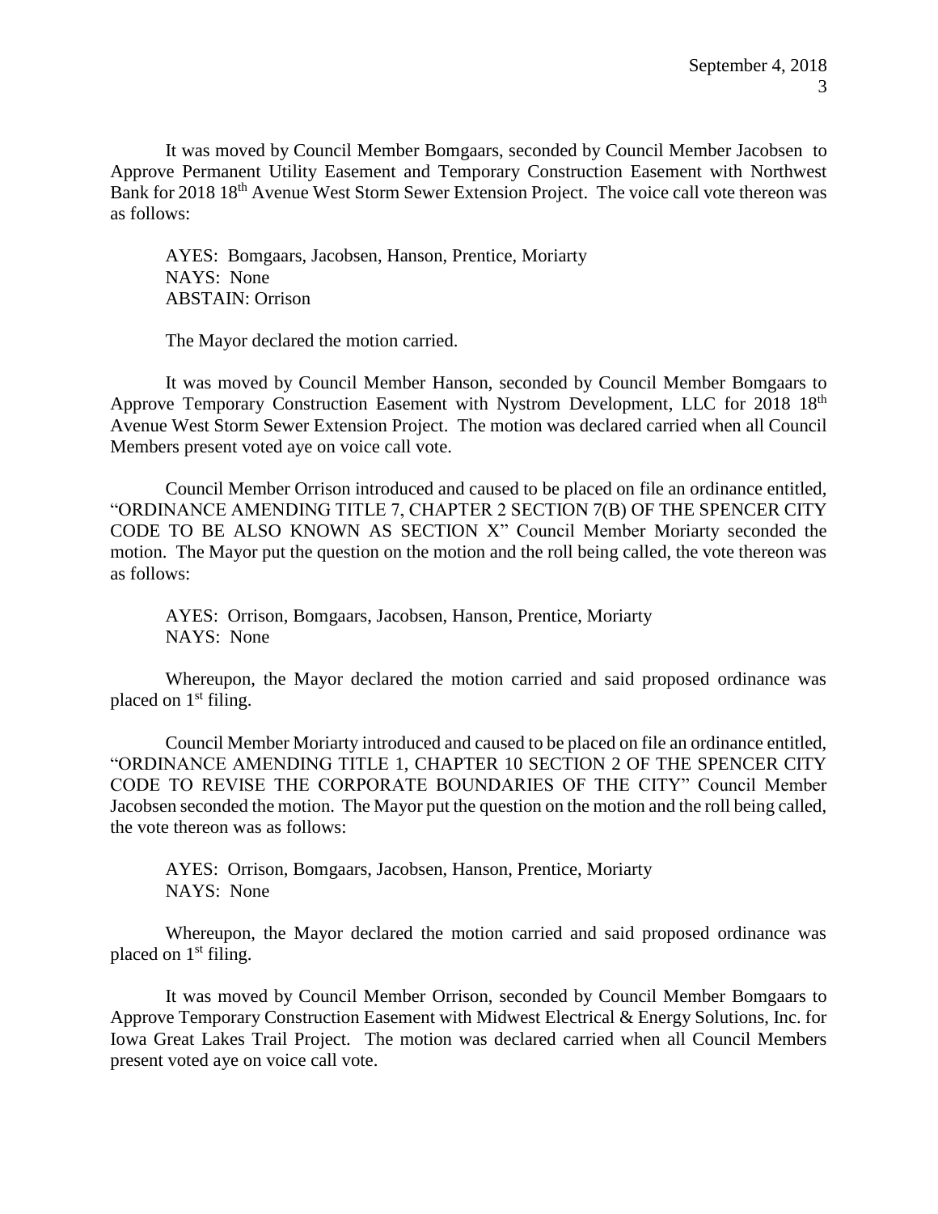It was moved by Council Member Bomgaars, seconded by Council Member Jacobsen to Approve Permanent Utility Easement and Temporary Construction Easement with Northwest Bank for 2018 18th Avenue West Storm Sewer Extension Project. The voice call vote thereon was as follows:

AYES: Bomgaars, Jacobsen, Hanson, Prentice, Moriarty
NAYS: None
ABSTAIN: Orrison

The Mayor declared the motion carried.

It was moved by Council Member Hanson, seconded by Council Member Bomgaars to Approve Temporary Construction Easement with Nystrom Development, LLC for 2018 18th Avenue West Storm Sewer Extension Project. The motion was declared carried when all Council Members present voted aye on voice call vote.

Council Member Orrison introduced and caused to be placed on file an ordinance entitled, "ORDINANCE AMENDING TITLE 7, CHAPTER 2 SECTION 7(B) OF THE SPENCER CITY CODE TO BE ALSO KNOWN AS SECTION X" Council Member Moriarty seconded the motion. The Mayor put the question on the motion and the roll being called, the vote thereon was as follows:

AYES: Orrison, Bomgaars, Jacobsen, Hanson, Prentice, Moriarty
NAYS: None

Whereupon, the Mayor declared the motion carried and said proposed ordinance was placed on 1st filing.

Council Member Moriarty introduced and caused to be placed on file an ordinance entitled, "ORDINANCE AMENDING TITLE 1, CHAPTER 10 SECTION 2 OF THE SPENCER CITY CODE TO REVISE THE CORPORATE BOUNDARIES OF THE CITY" Council Member Jacobsen seconded the motion. The Mayor put the question on the motion and the roll being called, the vote thereon was as follows:

AYES: Orrison, Bomgaars, Jacobsen, Hanson, Prentice, Moriarty
NAYS: None

Whereupon, the Mayor declared the motion carried and said proposed ordinance was placed on 1st filing.

It was moved by Council Member Orrison, seconded by Council Member Bomgaars to Approve Temporary Construction Easement with Midwest Electrical & Energy Solutions, Inc. for Iowa Great Lakes Trail Project. The motion was declared carried when all Council Members present voted aye on voice call vote.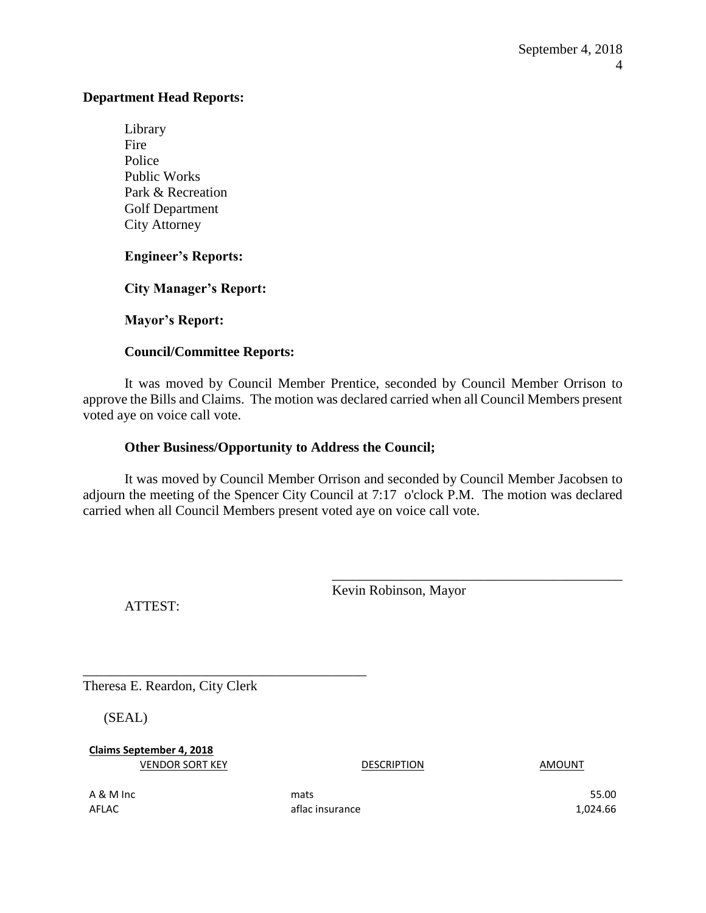**Department Head Reports:**

Library
Fire
Police
Public Works
Park & Recreation
Golf Department
City Attorney

**Engineer's Reports:**

**City Manager's Report:**

**Mayor's Report:**

**Council/Committee Reports:**

It was moved by Council Member Prentice, seconded by Council Member Orrison to approve the Bills and Claims. The motion was declared carried when all Council Members present voted aye on voice call vote.

**Other Business/Opportunity to Address the Council;**

It was moved by Council Member Orrison and seconded by Council Member Jacobsen to adjourn the meeting of the Spencer City Council at 7:17 o'clock P.M. The motion was declared carried when all Council Members present voted aye on voice call vote.

\_\_\_\_\_\_\_\_\_\_\_\_\_\_\_\_\_\_\_\_\_\_\_\_\_\_\_\_\_\_\_\_\_\_\_\_\_\_\_\_
Kevin Robinson, Mayor

ATTEST:

\_\_\_\_\_\_\_\_\_\_\_\_\_\_\_\_\_\_\_\_\_\_\_\_\_\_\_\_\_\_\_\_\_\_\_\_\_\_\_\_
Theresa E. Reardon, City Clerk

(SEAL)

**Claims September 4, 2018**

| VENDOR SORT KEY | DESCRIPTION | AMOUNT |
| --- | --- | --- |
| A & M Inc | mats | 55.00 |
| AFLAC | aflac insurance | 1,024.66 |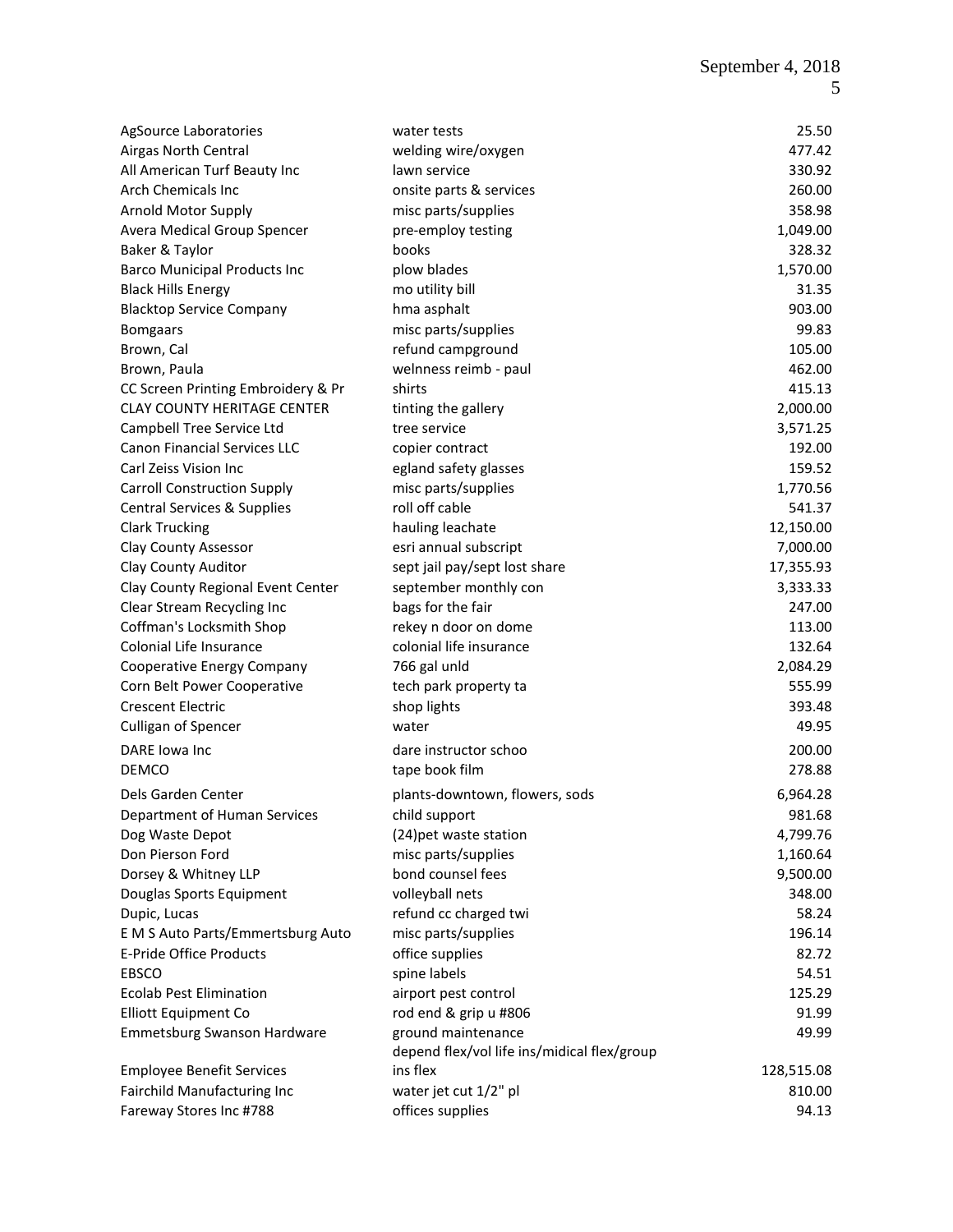| | | |
|---|---|---|
| AgSource Laboratories | water tests | 25.50 |
| Airgas North Central | welding wire/oxygen | 477.42 |
| All American Turf Beauty Inc | lawn service | 330.92 |
| Arch Chemicals Inc | onsite parts & services | 260.00 |
| Arnold Motor Supply | misc parts/supplies | 358.98 |
| Avera Medical Group Spencer | pre-employ testing | 1,049.00 |
| Baker & Taylor | books | 328.32 |
| Barco Municipal Products Inc | plow blades | 1,570.00 |
| Black Hills Energy | mo utility bill | 31.35 |
| Blacktop Service Company | hma asphalt | 903.00 |
| Bomgaars | misc parts/supplies | 99.83 |
| Brown, Cal | refund campground | 105.00 |
| Brown, Paula | welnness reimb - paul | 462.00 |
| CC Screen Printing Embroidery & Pr | shirts | 415.13 |
| CLAY COUNTY HERITAGE CENTER | tinting the gallery | 2,000.00 |
| Campbell Tree Service Ltd | tree service | 3,571.25 |
| Canon Financial Services LLC | copier contract | 192.00 |
| Carl Zeiss Vision Inc | egland safety glasses | 159.52 |
| Carroll Construction Supply | misc parts/supplies | 1,770.56 |
| Central Services & Supplies | roll off cable | 541.37 |
| Clark Trucking | hauling leachate | 12,150.00 |
| Clay County Assessor | esri annual subscript | 7,000.00 |
| Clay County Auditor | sept jail pay/sept lost share | 17,355.93 |
| Clay County Regional Event Center | september monthly con | 3,333.33 |
| Clear Stream Recycling Inc | bags for the fair | 247.00 |
| Coffman's Locksmith Shop | rekey n door on dome | 113.00 |
| Colonial Life Insurance | colonial life insurance | 132.64 |
| Cooperative Energy Company | 766 gal unld | 2,084.29 |
| Corn Belt Power Cooperative | tech park property ta | 555.99 |
| Crescent Electric | shop lights | 393.48 |
| Culligan of Spencer | water | 49.95 |
| DARE Iowa Inc | dare instructor schoo | 200.00 |
| DEMCO | tape book film | 278.88 |
| Dels Garden Center | plants-downtown, flowers, sods | 6,964.28 |
| Department of Human Services | child support | 981.68 |
| Dog Waste Depot | (24)pet waste station | 4,799.76 |
| Don Pierson Ford | misc parts/supplies | 1,160.64 |
| Dorsey & Whitney LLP | bond counsel fees | 9,500.00 |
| Douglas Sports Equipment | volleyball nets | 348.00 |
| Dupic, Lucas | refund cc charged twi | 58.24 |
| E M S Auto Parts/Emmertsburg Auto | misc parts/supplies | 196.14 |
| E-Pride Office Products | office supplies | 82.72 |
| EBSCO | spine labels | 54.51 |
| Ecolab Pest Elimination | airport pest control | 125.29 |
| Elliott Equipment Co | rod end & grip u #806 | 91.99 |
| Emmetsburg Swanson Hardware | ground maintenance | 49.99 |
| Employee Benefit Services | depend flex/vol life ins/midical flex/group ins flex | 128,515.08 |
| Fairchild Manufacturing Inc | water jet cut 1/2" pl | 810.00 |
| Fareway Stores Inc #788 | offices supplies | 94.13 |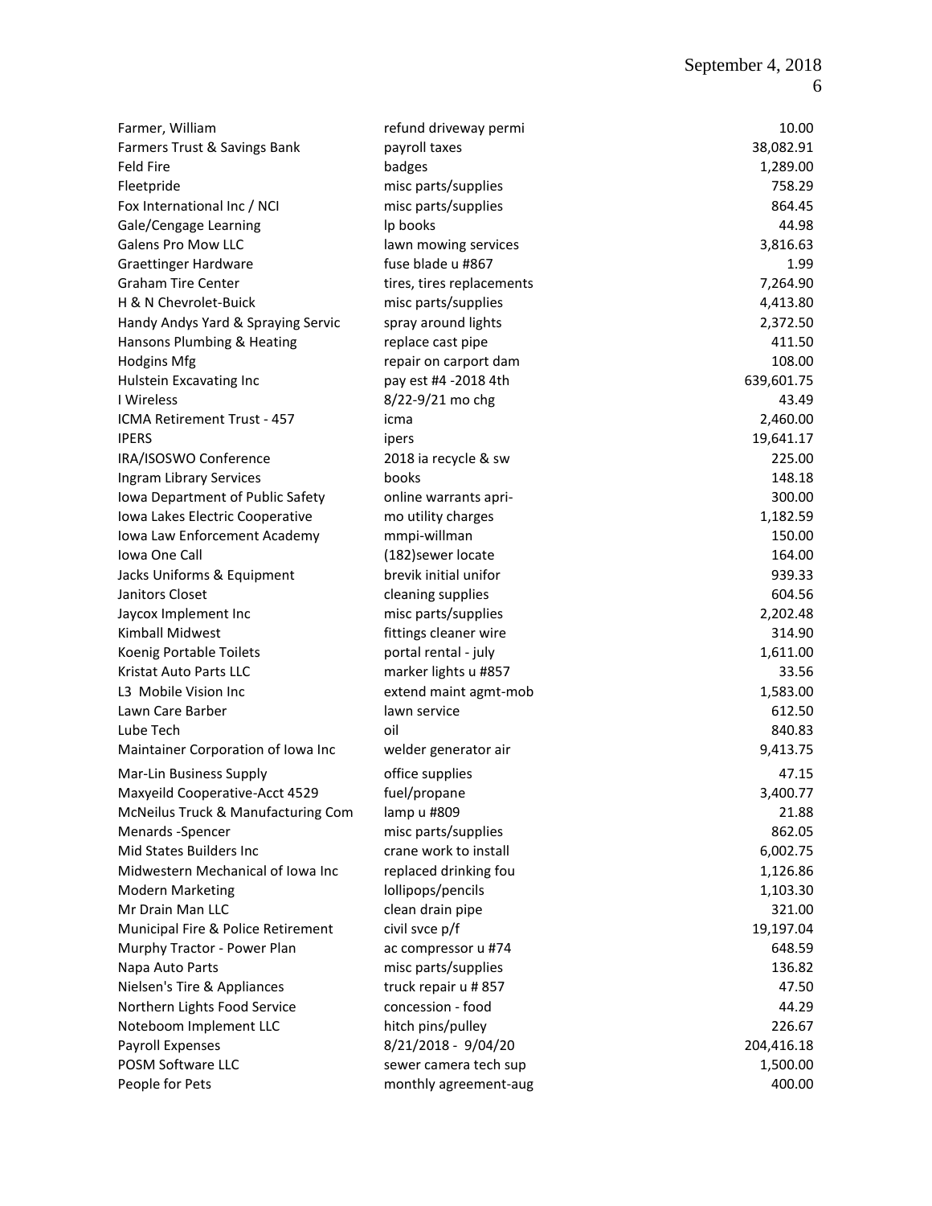| | | |
|---|---|---|
| Farmer, William | refund driveway permi | 10.00 |
| Farmers Trust & Savings Bank | payroll taxes | 38,082.91 |
| Feld Fire | badges | 1,289.00 |
| Fleetpride | misc parts/supplies | 758.29 |
| Fox International Inc / NCI | misc parts/supplies | 864.45 |
| Gale/Cengage Learning | lp books | 44.98 |
| Galens Pro Mow LLC | lawn mowing services | 3,816.63 |
| Graettinger Hardware | fuse blade u #867 | 1.99 |
| Graham Tire Center | tires, tires replacements | 7,264.90 |
| H & N Chevrolet-Buick | misc parts/supplies | 4,413.80 |
| Handy Andys Yard & Spraying Servic | spray around lights | 2,372.50 |
| Hansons Plumbing & Heating | replace cast pipe | 411.50 |
| Hodgins Mfg | repair on carport dam | 108.00 |
| Hulstein Excavating Inc | pay est #4 -2018 4th | 639,601.75 |
| I Wireless | 8/22-9/21 mo chg | 43.49 |
| ICMA Retirement Trust - 457 | icma | 2,460.00 |
| IPERS | ipers | 19,641.17 |
| IRA/ISOSWO Conference | 2018 ia recycle & sw | 225.00 |
| Ingram Library Services | books | 148.18 |
| Iowa Department of Public Safety | online warrants apri- | 300.00 |
| Iowa Lakes Electric Cooperative | mo utility charges | 1,182.59 |
| Iowa Law Enforcement Academy | mmpi-willman | 150.00 |
| Iowa One Call | (182)sewer locate | 164.00 |
| Jacks Uniforms & Equipment | brevik initial unifor | 939.33 |
| Janitors Closet | cleaning supplies | 604.56 |
| Jaycox Implement Inc | misc parts/supplies | 2,202.48 |
| Kimball Midwest | fittings cleaner wire | 314.90 |
| Koenig Portable Toilets | portal rental - july | 1,611.00 |
| Kristat Auto Parts LLC | marker lights u #857 | 33.56 |
| L3 Mobile Vision Inc | extend maint agmt-mob | 1,583.00 |
| Lawn Care Barber | lawn service | 612.50 |
| Lube Tech | oil | 840.83 |
| Maintainer Corporation of Iowa Inc | welder generator air | 9,413.75 |
| Mar-Lin Business Supply | office supplies | 47.15 |
| Maxyeild Cooperative-Acct 4529 | fuel/propane | 3,400.77 |
| McNeilus Truck & Manufacturing Com | lamp u #809 | 21.88 |
| Menards -Spencer | misc parts/supplies | 862.05 |
| Mid States Builders Inc | crane work to install | 6,002.75 |
| Midwestern Mechanical of Iowa Inc | replaced drinking fou | 1,126.86 |
| Modern Marketing | lollipops/pencils | 1,103.30 |
| Mr Drain Man LLC | clean drain pipe | 321.00 |
| Municipal Fire & Police Retirement | civil svce p/f | 19,197.04 |
| Murphy Tractor - Power Plan | ac compressor u #74 | 648.59 |
| Napa Auto Parts | misc parts/supplies | 136.82 |
| Nielsen's Tire & Appliances | truck repair u # 857 | 47.50 |
| Northern Lights Food Service | concession - food | 44.29 |
| Noteboom Implement LLC | hitch pins/pulley | 226.67 |
| Payroll Expenses | 8/21/2018 - 9/04/20 | 204,416.18 |
| POSM Software LLC | sewer camera tech sup | 1,500.00 |
| People for Pets | monthly agreement-aug | 400.00 |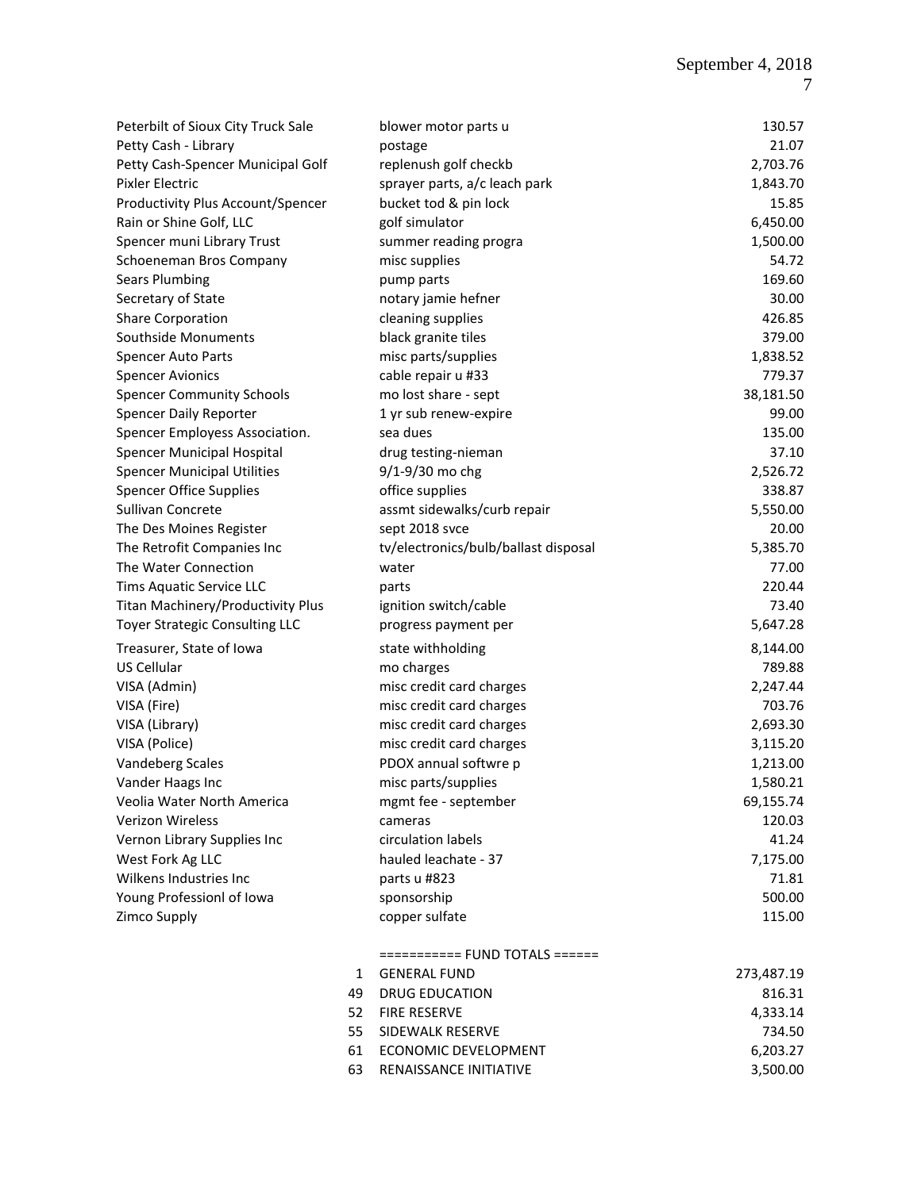| | | |
|---|---|---|
| Peterbilt of Sioux City Truck Sale | blower motor parts u | 130.57 |
| Petty Cash - Library | postage | 21.07 |
| Petty Cash-Spencer Municipal Golf | replenush golf checkb | 2,703.76 |
| Pixler Electric | sprayer parts, a/c leach park | 1,843.70 |
| Productivity Plus Account/Spencer | bucket tod & pin lock | 15.85 |
| Rain or Shine Golf, LLC | golf simulator | 6,450.00 |
| Spencer muni Library Trust | summer reading progra | 1,500.00 |
| Schoeneman Bros Company | misc supplies | 54.72 |
| Sears Plumbing | pump parts | 169.60 |
| Secretary of State | notary jamie hefner | 30.00 |
| Share Corporation | cleaning supplies | 426.85 |
| Southside Monuments | black granite tiles | 379.00 |
| Spencer Auto Parts | misc parts/supplies | 1,838.52 |
| Spencer Avionics | cable repair u #33 | 779.37 |
| Spencer Community Schools | mo lost share - sept | 38,181.50 |
| Spencer Daily Reporter | 1 yr sub renew-expire | 99.00 |
| Spencer Employess Association. | sea dues | 135.00 |
| Spencer Municipal Hospital | drug testing-nieman | 37.10 |
| Spencer Municipal Utilities | 9/1-9/30 mo chg | 2,526.72 |
| Spencer Office Supplies | office supplies | 338.87 |
| Sullivan Concrete | assmt sidewalks/curb repair | 5,550.00 |
| The Des Moines Register | sept 2018 svce | 20.00 |
| The Retrofit Companies Inc | tv/electronics/bulb/ballast disposal | 5,385.70 |
| The Water Connection | water | 77.00 |
| Tims Aquatic Service LLC | parts | 220.44 |
| Titan Machinery/Productivity Plus | ignition switch/cable | 73.40 |
| Toyer Strategic Consulting LLC | progress payment per | 5,647.28 |
| Treasurer, State of Iowa | state withholding | 8,144.00 |
| US Cellular | mo charges | 789.88 |
| VISA (Admin) | misc credit card charges | 2,247.44 |
| VISA (Fire) | misc credit card charges | 703.76 |
| VISA (Library) | misc credit card charges | 2,693.30 |
| VISA (Police) | misc credit card charges | 3,115.20 |
| Vandeberg Scales | PDOX annual softwre p | 1,213.00 |
| Vander Haags Inc | misc parts/supplies | 1,580.21 |
| Veolia Water North America | mgmt fee - september | 69,155.74 |
| Verizon Wireless | cameras | 120.03 |
| Vernon Library Supplies Inc | circulation labels | 41.24 |
| West Fork Ag LLC | hauled leachate - 37 | 7,175.00 |
| Wilkens Industries Inc | parts u #823 | 71.81 |
| Young Professionl of Iowa | sponsorship | 500.00 |
| Zimco Supply | copper sulfate | 115.00 |

=========== FUND TOTALS ======

| | | |
|---|---|---|
| 1 | GENERAL FUND | 273,487.19 |
| 49 | DRUG EDUCATION | 816.31 |
| 52 | FIRE RESERVE | 4,333.14 |
| 55 | SIDEWALK RESERVE | 734.50 |
| 61 | ECONOMIC DEVELOPMENT | 6,203.27 |
| 63 | RENAISSANCE INITIATIVE | 3,500.00 |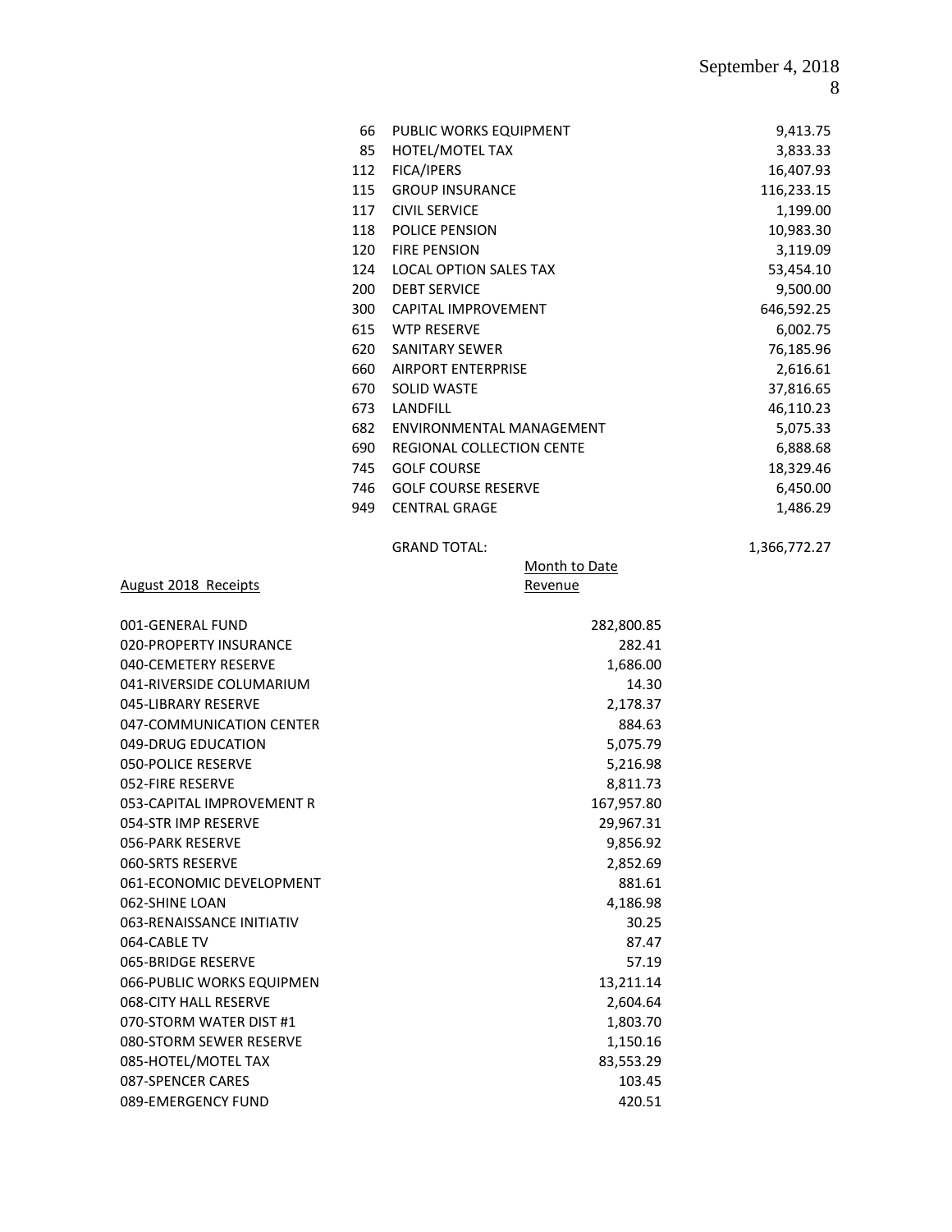| | | |
|---|---|---|
| 66 | PUBLIC WORKS EQUIPMENT | 9,413.75 |
| 85 | HOTEL/MOTEL TAX | 3,833.33 |
| 112 | FICA/IPERS | 16,407.93 |
| 115 | GROUP INSURANCE | 116,233.15 |
| 117 | CIVIL SERVICE | 1,199.00 |
| 118 | POLICE PENSION | 10,983.30 |
| 120 | FIRE PENSION | 3,119.09 |
| 124 | LOCAL OPTION SALES TAX | 53,454.10 |
| 200 | DEBT SERVICE | 9,500.00 |
| 300 | CAPITAL IMPROVEMENT | 646,592.25 |
| 615 | WTP RESERVE | 6,002.75 |
| 620 | SANITARY SEWER | 76,185.96 |
| 660 | AIRPORT ENTERPRISE | 2,616.61 |
| 670 | SOLID WASTE | 37,816.65 |
| 673 | LANDFILL | 46,110.23 |
| 682 | ENVIRONMENTAL MANAGEMENT | 5,075.33 |
| 690 | REGIONAL COLLECTION CENTE | 6,888.68 |
| 745 | GOLF COURSE | 18,329.46 |
| 746 | GOLF COURSE RESERVE | 6,450.00 |
| 949 | CENTRAL GRAGE | 1,486.29 |
| | GRAND TOTAL: | 1,366,772.27 |

| August 2018 Receipts | Month to Date Revenue |
|---|---|
| 001-GENERAL FUND | 282,800.85 |
| 020-PROPERTY INSURANCE | 282.41 |
| 040-CEMETERY RESERVE | 1,686.00 |
| 041-RIVERSIDE COLUMARIUM | 14.30 |
| 045-LIBRARY RESERVE | 2,178.37 |
| 047-COMMUNICATION CENTER | 884.63 |
| 049-DRUG EDUCATION | 5,075.79 |
| 050-POLICE RESERVE | 5,216.98 |
| 052-FIRE RESERVE | 8,811.73 |
| 053-CAPITAL IMPROVEMENT R | 167,957.80 |
| 054-STR IMP RESERVE | 29,967.31 |
| 056-PARK RESERVE | 9,856.92 |
| 060-SRTS RESERVE | 2,852.69 |
| 061-ECONOMIC DEVELOPMENT | 881.61 |
| 062-SHINE LOAN | 4,186.98 |
| 063-RENAISSANCE INITIATIV | 30.25 |
| 064-CABLE TV | 87.47 |
| 065-BRIDGE RESERVE | 57.19 |
| 066-PUBLIC WORKS EQUIPMEN | 13,211.14 |
| 068-CITY HALL RESERVE | 2,604.64 |
| 070-STORM WATER DIST #1 | 1,803.70 |
| 080-STORM SEWER RESERVE | 1,150.16 |
| 085-HOTEL/MOTEL TAX | 83,553.29 |
| 087-SPENCER CARES | 103.45 |
| 089-EMERGENCY FUND | 420.51 |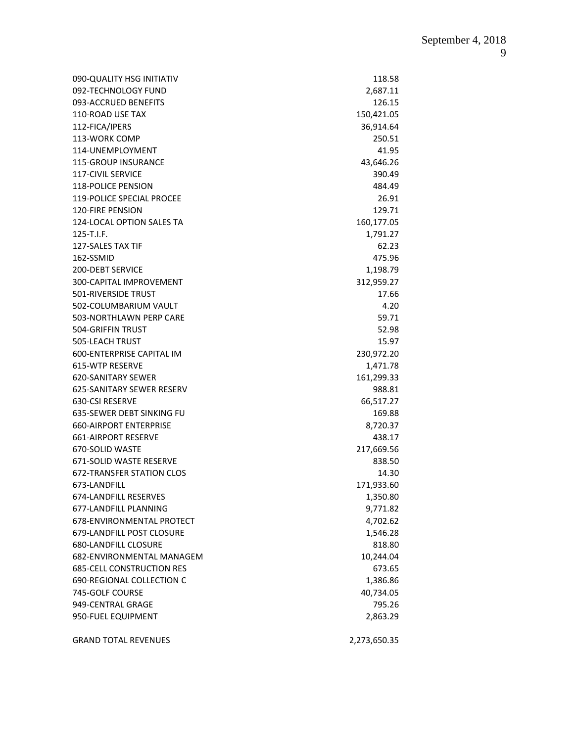| | |
|---|---|
| 090-QUALITY HSG INITIATIV | 118.58 |
| 092-TECHNOLOGY FUND | 2,687.11 |
| 093-ACCRUED BENEFITS | 126.15 |
| 110-ROAD USE TAX | 150,421.05 |
| 112-FICA/IPERS | 36,914.64 |
| 113-WORK COMP | 250.51 |
| 114-UNEMPLOYMENT | 41.95 |
| 115-GROUP INSURANCE | 43,646.26 |
| 117-CIVIL SERVICE | 390.49 |
| 118-POLICE PENSION | 484.49 |
| 119-POLICE SPECIAL PROCEE | 26.91 |
| 120-FIRE PENSION | 129.71 |
| 124-LOCAL OPTION SALES TA | 160,177.05 |
| 125-T.I.F. | 1,791.27 |
| 127-SALES TAX TIF | 62.23 |
| 162-SSMID | 475.96 |
| 200-DEBT SERVICE | 1,198.79 |
| 300-CAPITAL IMPROVEMENT | 312,959.27 |
| 501-RIVERSIDE TRUST | 17.66 |
| 502-COLUMBARIUM VAULT | 4.20 |
| 503-NORTHLAWN PERP CARE | 59.71 |
| 504-GRIFFIN TRUST | 52.98 |
| 505-LEACH TRUST | 15.97 |
| 600-ENTERPRISE CAPITAL IM | 230,972.20 |
| 615-WTP RESERVE | 1,471.78 |
| 620-SANITARY SEWER | 161,299.33 |
| 625-SANITARY SEWER RESERV | 988.81 |
| 630-CSI RESERVE | 66,517.27 |
| 635-SEWER DEBT SINKING FU | 169.88 |
| 660-AIRPORT ENTERPRISE | 8,720.37 |
| 661-AIRPORT RESERVE | 438.17 |
| 670-SOLID WASTE | 217,669.56 |
| 671-SOLID WASTE RESERVE | 838.50 |
| 672-TRANSFER STATION CLOS | 14.30 |
| 673-LANDFILL | 171,933.60 |
| 674-LANDFILL RESERVES | 1,350.80 |
| 677-LANDFILL PLANNING | 9,771.82 |
| 678-ENVIRONMENTAL PROTECT | 4,702.62 |
| 679-LANDFILL POST CLOSURE | 1,546.28 |
| 680-LANDFILL CLOSURE | 818.80 |
| 682-ENVIRONMENTAL MANAGEM | 10,244.04 |
| 685-CELL CONSTRUCTION RES | 673.65 |
| 690-REGIONAL COLLECTION C | 1,386.86 |
| 745-GOLF COURSE | 40,734.05 |
| 949-CENTRAL GRAGE | 795.26 |
| 950-FUEL EQUIPMENT | 2,863.29 |
| | |
| GRAND TOTAL REVENUES | 2,273,650.35 |